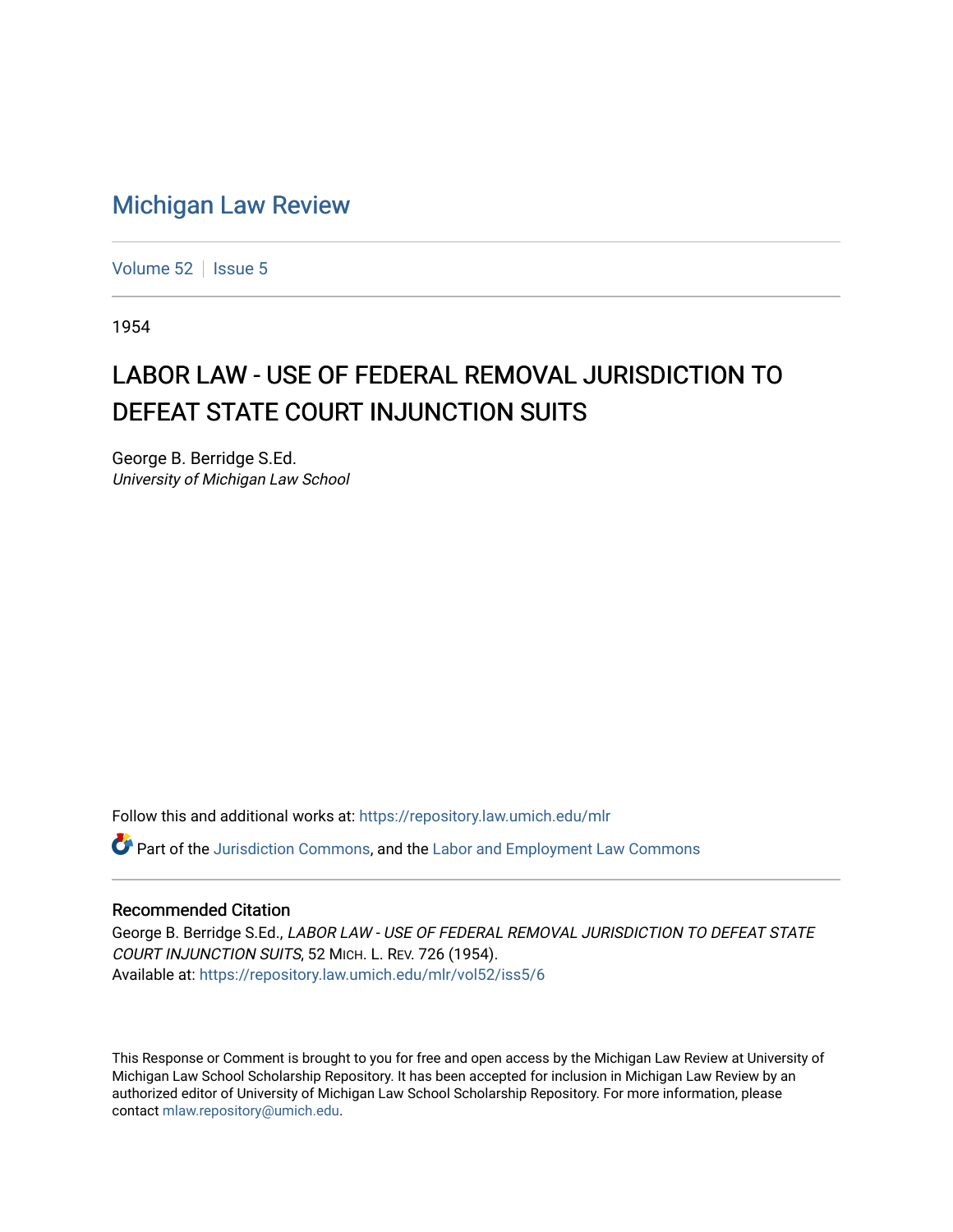# Michigan Law Review

Volume 52 | Issue 5

1954

## LABOR LAW - USE OF FEDERAL REMOVAL JURISDICTION TO DEFEAT STATE COURT INJUNCTION SUITS

George B. Berridge S.Ed.
*University of Michigan Law School*

Follow this and additional works at: https://repository.law.umich.edu/mlr

Part of the Jurisdiction Commons, and the Labor and Employment Law Commons

### Recommended Citation

George B. Berridge S.Ed., *LABOR LAW - USE OF FEDERAL REMOVAL JURISDICTION TO DEFEAT STATE COURT INJUNCTION SUITS*, 52 MICH. L. REV. 726 (1954).
Available at: https://repository.law.umich.edu/mlr/vol52/iss5/6

This Response or Comment is brought to you for free and open access by the Michigan Law Review at University of Michigan Law School Scholarship Repository. It has been accepted for inclusion in Michigan Law Review by an authorized editor of University of Michigan Law School Scholarship Repository. For more information, please contact mlaw.repository@umich.edu.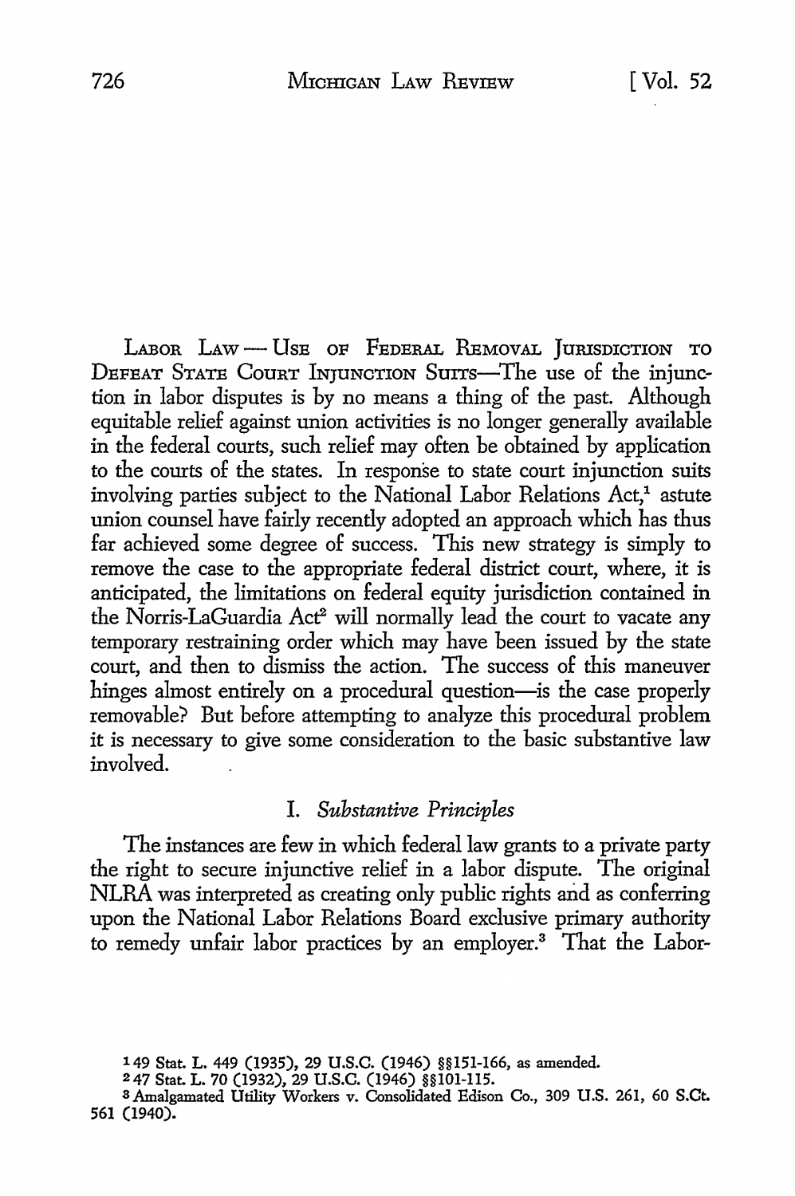LABOR LAW — USE OF FEDERAL REMOVAL JURISDICTION TO DEFEAT STATE COURT INJUNCTION SUITS—The use of the injunction in labor disputes is by no means a thing of the past. Although equitable relief against union activities is no longer generally available in the federal courts, such relief may often be obtained by application to the courts of the states. In response to state court injunction suits involving parties subject to the National Labor Relations Act,[1] astute union counsel have fairly recently adopted an approach which has thus far achieved some degree of success. This new strategy is simply to remove the case to the appropriate federal district court, where, it is anticipated, the limitations on federal equity jurisdiction contained in the Norris-LaGuardia Act[2] will normally lead the court to vacate any temporary restraining order which may have been issued by the state court, and then to dismiss the action. The success of this maneuver hinges almost entirely on a procedural question—is the case properly removable? But before attempting to analyze this procedural problem it is necessary to give some consideration to the basic substantive law involved.

## I. *Substantive Principles*

The instances are few in which federal law grants to a private party the right to secure injunctive relief in a labor dispute. The original NLRA was interpreted as creating only public rights and as conferring upon the National Labor Relations Board exclusive primary authority to remedy unfair labor practices by an employer.[3] That the Labor-

[1] 49 Stat. L. 449 (1935), 29 U.S.C. (1946) §§151-166, as amended.

[2] 47 Stat. L. 70 (1932), 29 U.S.C. (1946) §§101-115.

[3] Amalgamated Utility Workers v. Consolidated Edison Co., 309 U.S. 261, 60 S.Ct. 561 (1940).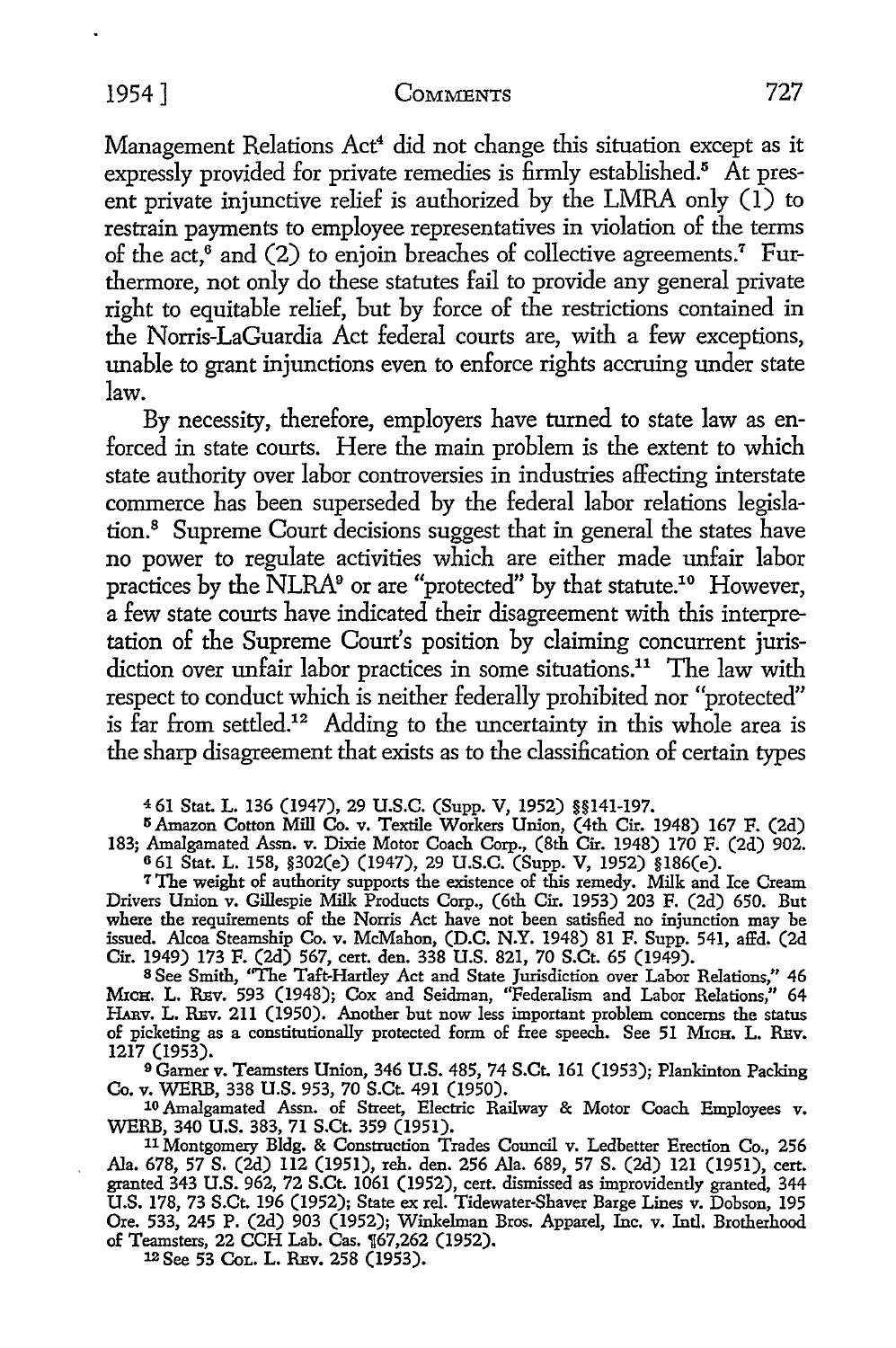Management Relations Act[4] did not change this situation except as it expressly provided for private remedies is firmly established.[5] At present private injunctive relief is authorized by the LMRA only (1) to restrain payments to employee representatives in violation of the terms of the act,[6] and (2) to enjoin breaches of collective agreements.[7] Furthermore, not only do these statutes fail to provide any general private right to equitable relief, but by force of the restrictions contained in the Norris-LaGuardia Act federal courts are, with a few exceptions, unable to grant injunctions even to enforce rights accruing under state law.

By necessity, therefore, employers have turned to state law as enforced in state courts. Here the main problem is the extent to which state authority over labor controversies in industries affecting interstate commerce has been superseded by the federal labor relations legislation.[8] Supreme Court decisions suggest that in general the states have no power to regulate activities which are either made unfair labor practices by the NLRA[9] or are "protected" by that statute.[10] However, a few state courts have indicated their disagreement with this interpretation of the Supreme Court's position by claiming concurrent jurisdiction over unfair labor practices in some situations.[11] The law with respect to conduct which is neither federally prohibited nor "protected" is far from settled.[12] Adding to the uncertainty in this whole area is the sharp disagreement that exists as to the classification of certain types

---

[4] 61 Stat. L. 136 (1947), 29 U.S.C. (Supp. V, 1952) §§141-197.

[5] Amazon Cotton Mill Co. v. Textile Workers Union, (4th Cir. 1948) 167 F. (2d) 183; Amalgamated Assn. v. Dixie Motor Coach Corp., (8th Cir. 1948) 170 F. (2d) 902.

[6] 61 Stat. L. 158, §302(e) (1947), 29 U.S.C. (Supp. V, 1952) §186(e).

[7] The weight of authority supports the existence of this remedy. Milk and Ice Cream Drivers Union v. Gillespie Milk Products Corp., (6th Cir. 1953) 203 F. (2d) 650. But where the requirements of the Norris Act have not been satisfied no injunction may be issued. Alcoa Steamship Co. v. McMahon, (D.C. N.Y. 1948) 81 F. Supp. 541, affd. (2d Cir. 1949) 173 F. (2d) 567, cert. den. 338 U.S. 821, 70 S.Ct. 65 (1949).

[8] See Smith, "The Taft-Hartley Act and State Jurisdiction over Labor Relations," 46 Mich. L. Rev. 593 (1948); Cox and Seidman, "Federalism and Labor Relations," 64 Harv. L. Rev. 211 (1950). Another but now less important problem concerns the status of picketing as a constitutionally protected form of free speech. See 51 Mich. L. Rev. 1217 (1953).

[9] Garner v. Teamsters Union, 346 U.S. 485, 74 S.Ct. 161 (1953); Plankinton Packing Co. v. WERB, 338 U.S. 953, 70 S.Ct. 491 (1950).

[10] Amalgamated Assn. of Street, Electric Railway & Motor Coach Employees v. WERB, 340 U.S. 383, 71 S.Ct. 359 (1951).

[11] Montgomery Bldg. & Construction Trades Council v. Ledbetter Erection Co., 256 Ala. 678, 57 S. (2d) 112 (1951), reh. den. 256 Ala. 689, 57 S. (2d) 121 (1951), cert. granted 343 U.S. 962, 72 S.Ct. 1061 (1952), cert. dismissed as improvidently granted, 344 U.S. 178, 73 S.Ct. 196 (1952); State ex rel. Tidewater-Shaver Barge Lines v. Dobson, 195 Ore. 533, 245 P. (2d) 903 (1952); Winkelman Bros. Apparel, Inc. v. Intl. Brotherhood of Teamsters, 22 CCH Lab. Cas. ¶67,262 (1952).

[12] See 53 Col. L. Rev. 258 (1953).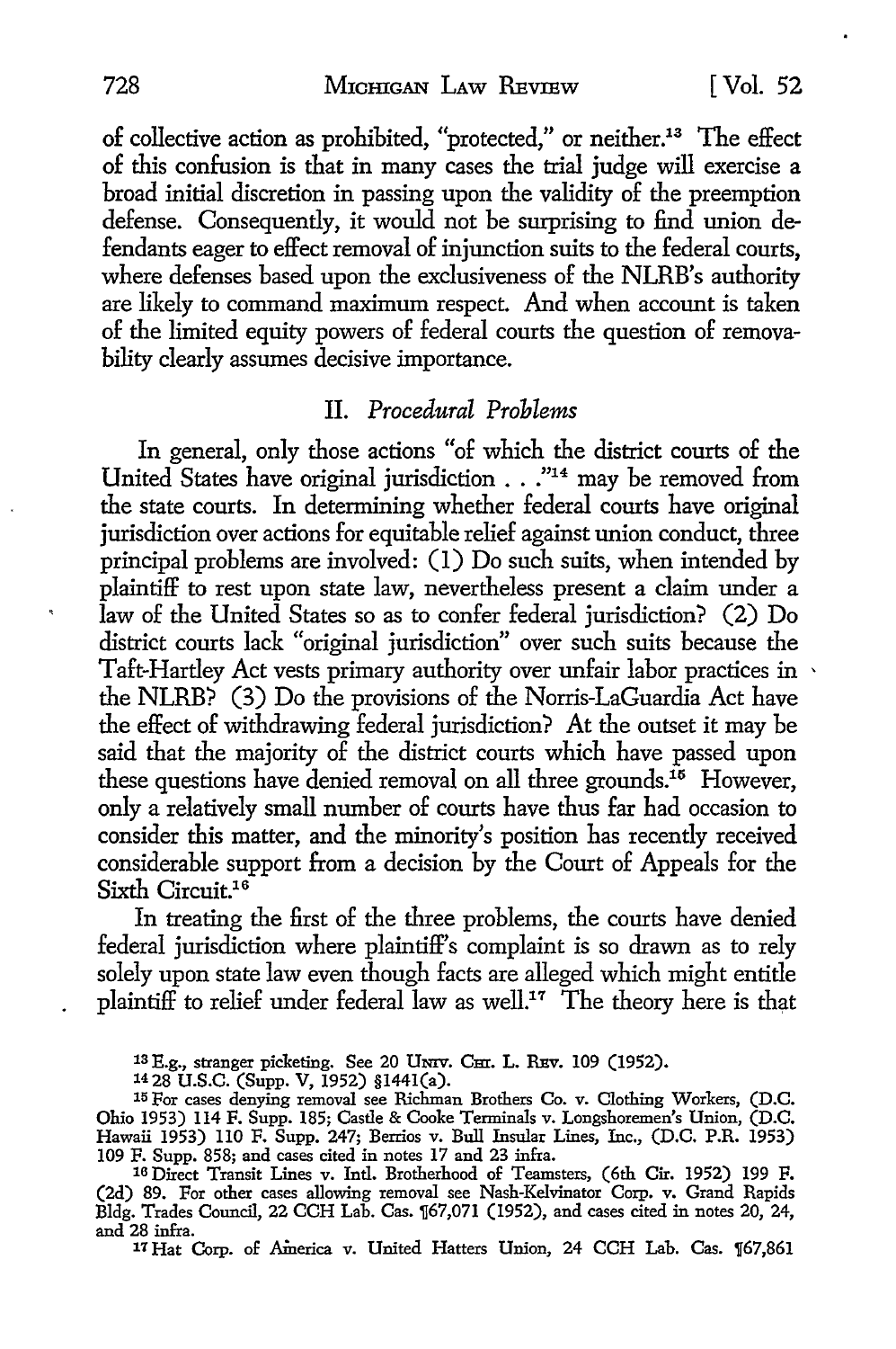of collective action as prohibited, "protected," or neither.[13] The effect of this confusion is that in many cases the trial judge will exercise a broad initial discretion in passing upon the validity of the preemption defense. Consequently, it would not be surprising to find union defendants eager to effect removal of injunction suits to the federal courts, where defenses based upon the exclusiveness of the NLRB's authority are likely to command maximum respect. And when account is taken of the limited equity powers of federal courts the question of removability clearly assumes decisive importance.

## II. *Procedural Problems*

In general, only those actions "of which the district courts of the United States have original jurisdiction . . ."[14] may be removed from the state courts. In determining whether federal courts have original jurisdiction over actions for equitable relief against union conduct, three principal problems are involved: (1) Do such suits, when intended by plaintiff to rest upon state law, nevertheless present a claim under a law of the United States so as to confer federal jurisdiction? (2) Do district courts lack "original jurisdiction" over such suits because the Taft-Hartley Act vests primary authority over unfair labor practices in the NLRB? (3) Do the provisions of the Norris-LaGuardia Act have the effect of withdrawing federal jurisdiction? At the outset it may be said that the majority of the district courts which have passed upon these questions have denied removal on all three grounds.[15] However, only a relatively small number of courts have thus far had occasion to consider this matter, and the minority's position has recently received considerable support from a decision by the Court of Appeals for the Sixth Circuit.[16]

In treating the first of the three problems, the courts have denied federal jurisdiction where plaintiff's complaint is so drawn as to rely solely upon state law even though facts are alleged which might entitle plaintiff to relief under federal law as well.[17] The theory here is that

[13] E.g., stranger picketing. See 20 UNIV. CHI. L. REV. 109 (1952).

[14] 28 U.S.C. (Supp. V, 1952) §1441(a).

[15] For cases denying removal see Richman Brothers Co. v. Clothing Workers, (D.C. Ohio 1953) 114 F. Supp. 185; Castle & Cooke Terminals v. Longshoremen's Union, (D.C. Hawaii 1953) 110 F. Supp. 247; Berrios v. Bull Insular Lines, Inc., (D.C. P.R. 1953) 109 F. Supp. 858; and cases cited in notes 17 and 23 infra.

[16] Direct Transit Lines v. Intl. Brotherhood of Teamsters, (6th Cir. 1952) 199 F. (2d) 89. For other cases allowing removal see Nash-Kelvinator Corp. v. Grand Rapids Bldg. Trades Council, 22 CCH Lab. Cas. ¶67,071 (1952), and cases cited in notes 20, 24, and 28 infra.

[17] Hat Corp. of America v. United Hatters Union, 24 CCH Lab. Cas. ¶67,861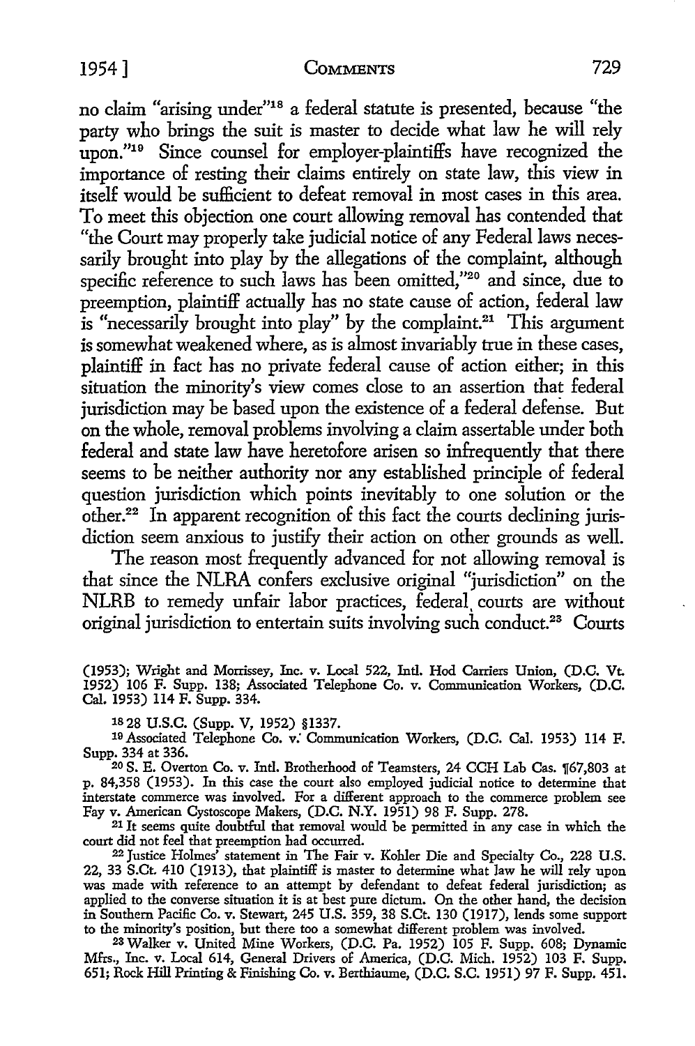no claim "arising under"[18] a federal statute is presented, because "the party who brings the suit is master to decide what law he will rely upon."[19] Since counsel for employer-plaintiffs have recognized the importance of resting their claims entirely on state law, this view in itself would be sufficient to defeat removal in most cases in this area. To meet this objection one court allowing removal has contended that "the Court may properly take judicial notice of any Federal laws necessarily brought into play by the allegations of the complaint, although specific reference to such laws has been omitted,"[20] and since, due to preemption, plaintiff actually has no state cause of action, federal law is "necessarily brought into play" by the complaint.[21] This argument is somewhat weakened where, as is almost invariably true in these cases, plaintiff in fact has no private federal cause of action either; in this situation the minority's view comes close to an assertion that federal jurisdiction may be based upon the existence of a federal defense. But on the whole, removal problems involving a claim assertable under both federal and state law have heretofore arisen so infrequently that there seems to be neither authority nor any established principle of federal question jurisdiction which points inevitably to one solution or the other.[22] In apparent recognition of this fact the courts declining jurisdiction seem anxious to justify their action on other grounds as well.

The reason most frequently advanced for not allowing removal is that since the NLRA confers exclusive original "jurisdiction" on the NLRB to remedy unfair labor practices, federal courts are without original jurisdiction to entertain suits involving such conduct.[23] Courts

(1953); Wright and Morrissey, Inc. v. Local 522, Intl. Hod Carriers Union, (D.C. Vt. 1952) 106 F. Supp. 138; Associated Telephone Co. v. Communication Workers, (D.C. Cal. 1953) 114 F. Supp. 334.

[18] 28 U.S.C. (Supp. V, 1952) §1337.

[19] Associated Telephone Co. v. Communication Workers, (D.C. Cal. 1953) 114 F. Supp. 334 at 336.

[20] S. E. Overton Co. v. Intl. Brotherhood of Teamsters, 24 CCH Lab Cas. ¶67,803 at p. 84,358 (1953). In this case the court also employed judicial notice to determine that interstate commerce was involved. For a different approach to the commerce problem see Fay v. American Cystoscope Makers, (D.C. N.Y. 1951) 98 F. Supp. 278.

[21] It seems quite doubtful that removal would be permitted in any case in which the court did not feel that preemption had occurred.

[22] Justice Holmes' statement in The Fair v. Kohler Die and Specialty Co., 228 U.S. 22, 33 S.Ct. 410 (1913), that plaintiff is master to determine what law he will rely upon was made with reference to an attempt by defendant to defeat federal jurisdiction; as applied to the converse situation it is at best pure dictum. On the other hand, the decision in Southern Pacific Co. v. Stewart, 245 U.S. 359, 38 S.Ct. 130 (1917), lends some support to the minority's position, but there too a somewhat different problem was involved.

[23] Walker v. United Mine Workers, (D.C. Pa. 1952) 105 F. Supp. 608; Dynamic Mfrs., Inc. v. Local 614, General Drivers of America, (D.C. Mich. 1952) 103 F. Supp. 651; Rock Hill Printing & Finishing Co. v. Berthiaume, (D.C. S.C. 1951) 97 F. Supp. 451.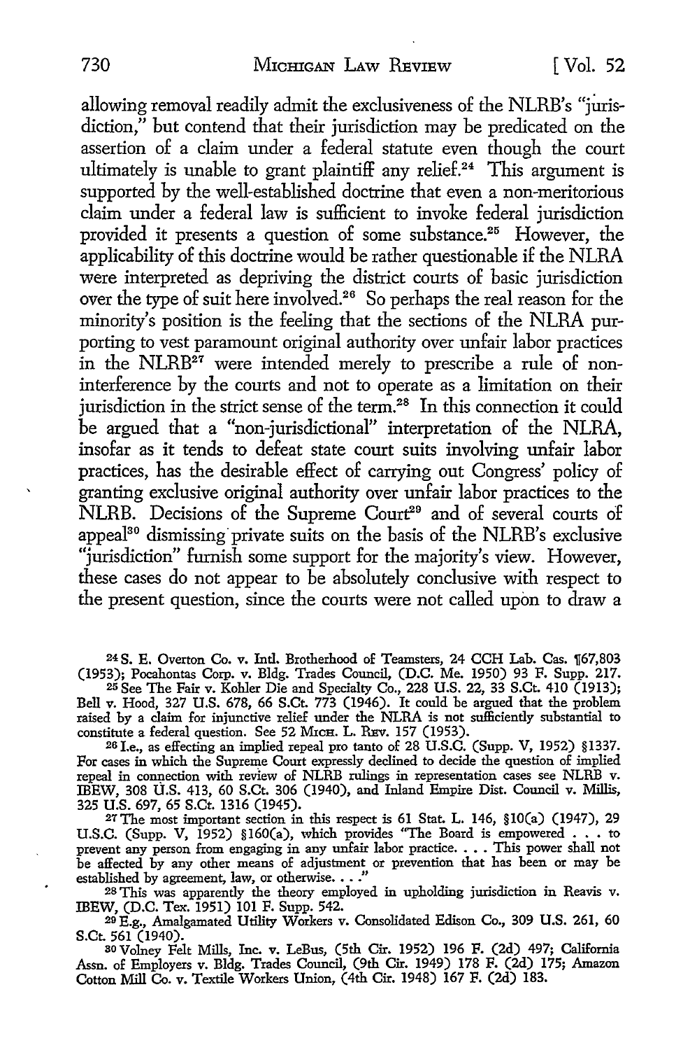allowing removal readily admit the exclusiveness of the NLRB's "jurisdiction," but contend that their jurisdiction may be predicated on the assertion of a claim under a federal statute even though the court ultimately is unable to grant plaintiff any relief.[24] This argument is supported by the well-established doctrine that even a non-meritorious claim under a federal law is sufficient to invoke federal jurisdiction provided it presents a question of some substance.[25] However, the applicability of this doctrine would be rather questionable if the NLRA were interpreted as depriving the district courts of basic jurisdiction over the type of suit here involved.[26] So perhaps the real reason for the minority's position is the feeling that the sections of the NLRA purporting to vest paramount original authority over unfair labor practices in the NLRB[27] were intended merely to prescribe a rule of non-interference by the courts and not to operate as a limitation on their jurisdiction in the strict sense of the term.[28] In this connection it could be argued that a "non-jurisdictional" interpretation of the NLRA, insofar as it tends to defeat state court suits involving unfair labor practices, has the desirable effect of carrying out Congress' policy of granting exclusive original authority over unfair labor practices to the NLRB. Decisions of the Supreme Court[29] and of several courts of appeal[30] dismissing private suits on the basis of the NLRB's exclusive "jurisdiction" furnish some support for the majority's view. However, these cases do not appear to be absolutely conclusive with respect to the present question, since the courts were not called upon to draw a

[24] S. E. Overton Co. v. Intl. Brotherhood of Teamsters, 24 CCH Lab. Cas. ¶67,803 (1953); Pocahontas Corp. v. Bldg. Trades Council, (D.C. Me. 1950) 93 F. Supp. 217.

[25] See The Fair v. Kohler Die and Specialty Co., 228 U.S. 22, 33 S.Ct. 410 (1913); Bell v. Hood, 327 U.S. 678, 66 S.Ct. 773 (1946). It could be argued that the problem raised by a claim for injunctive relief under the NLRA is not sufficiently substantial to constitute a federal question. See 52 Mich. L. Rev. 157 (1953).

[26] I.e., as effecting an implied repeal pro tanto of 28 U.S.C. (Supp. V, 1952) §1337. For cases in which the Supreme Court expressly declined to decide the question of implied repeal in connection with review of NLRB rulings in representation cases see NLRB v. IBEW, 308 U.S. 413, 60 S.Ct. 306 (1940), and Inland Empire Dist. Council v. Millis, 325 U.S. 697, 65 S.Ct. 1316 (1945).

[27] The most important section in this respect is 61 Stat. L. 146, §10(a) (1947), 29 U.S.C. (Supp. V, 1952) §160(a), which provides "The Board is empowered . . . to prevent any person from engaging in any unfair labor practice. . . . This power shall not be affected by any other means of adjustment or prevention that has been or may be established by agreement, law, or otherwise. . . ."

[28] This was apparently the theory employed in upholding jurisdiction in Reavis v. IBEW, (D.C. Tex. 1951) 101 F. Supp. 542.

[29] E.g., Amalgamated Utility Workers v. Consolidated Edison Co., 309 U.S. 261, 60 S.Ct. 561 (1940).

[30] Volney Felt Mills, Inc. v. LeBus, (5th Cir. 1952) 196 F. (2d) 497; California Assn. of Employers v. Bldg. Trades Council, (9th Cir. 1949) 178 F. (2d) 175; Amazon Cotton Mill Co. v. Textile Workers Union, (4th Cir. 1948) 167 F. (2d) 183.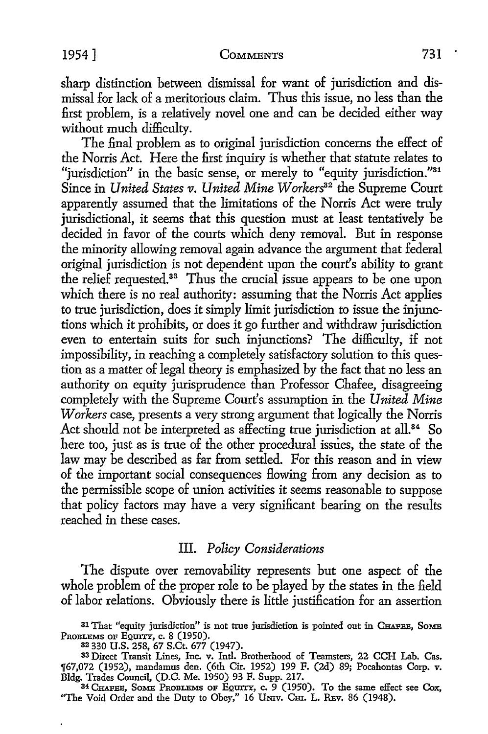sharp distinction between dismissal for want of jurisdiction and dismissal for lack of a meritorious claim. Thus this issue, no less than the first problem, is a relatively novel one and can be decided either way without much difficulty.

The final problem as to original jurisdiction concerns the effect of the Norris Act. Here the first inquiry is whether that statute relates to "jurisdiction" in the basic sense, or merely to "equity jurisdiction."[31] Since in *United States v. United Mine Workers*[32] the Supreme Court apparently assumed that the limitations of the Norris Act were truly jurisdictional, it seems that this question must at least tentatively be decided in favor of the courts which deny removal. But in response the minority allowing removal again advance the argument that federal original jurisdiction is not dependent upon the court's ability to grant the relief requested.[33] Thus the crucial issue appears to be one upon which there is no real authority: assuming that the Norris Act applies to true jurisdiction, does it simply limit jurisdiction to issue the injunctions which it prohibits, or does it go further and withdraw jurisdiction even to entertain suits for such injunctions? The difficulty, if not impossibility, in reaching a completely satisfactory solution to this question as a matter of legal theory is emphasized by the fact that no less an authority on equity jurisprudence than Professor Chafee, disagreeing completely with the Supreme Court's assumption in the *United Mine Workers* case, presents a very strong argument that logically the Norris Act should not be interpreted as affecting true jurisdiction at all.[34] So here too, just as is true of the other procedural issues, the state of the law may be described as far from settled. For this reason and in view of the important social consequences flowing from any decision as to the permissible scope of union activities it seems reasonable to suppose that policy factors may have a very significant bearing on the results reached in these cases.

## III. *Policy Considerations*

The dispute over removability represents but one aspect of the whole problem of the proper role to be played by the states in the field of labor relations. Obviously there is little justification for an assertion

---

[31] That "equity jurisdiction" is not true jurisdiction is pointed out in CHAFEE, SOME PROBLEMS OF EQUITY, c. 8 (1950).

[32] 330 U.S. 258, 67 S.Ct. 677 (1947).

[33] Direct Transit Lines, Inc. v. Intl. Brotherhood of Teamsters, 22 CCH Lab. Cas. ¶67,072 (1952), mandamus den. (6th Cir. 1952) 199 F. (2d) 89; Pocahontas Corp. v. Bldg. Trades Council, (D.C. Me. 1950) 93 F. Supp. 217.

[34] CHAFEE, SOME PROBLEMS OF EQUITY, c. 9 (1950). To the same effect see Cox, "The Void Order and the Duty to Obey," 16 UNIV. CHI. L. REV. 86 (1948).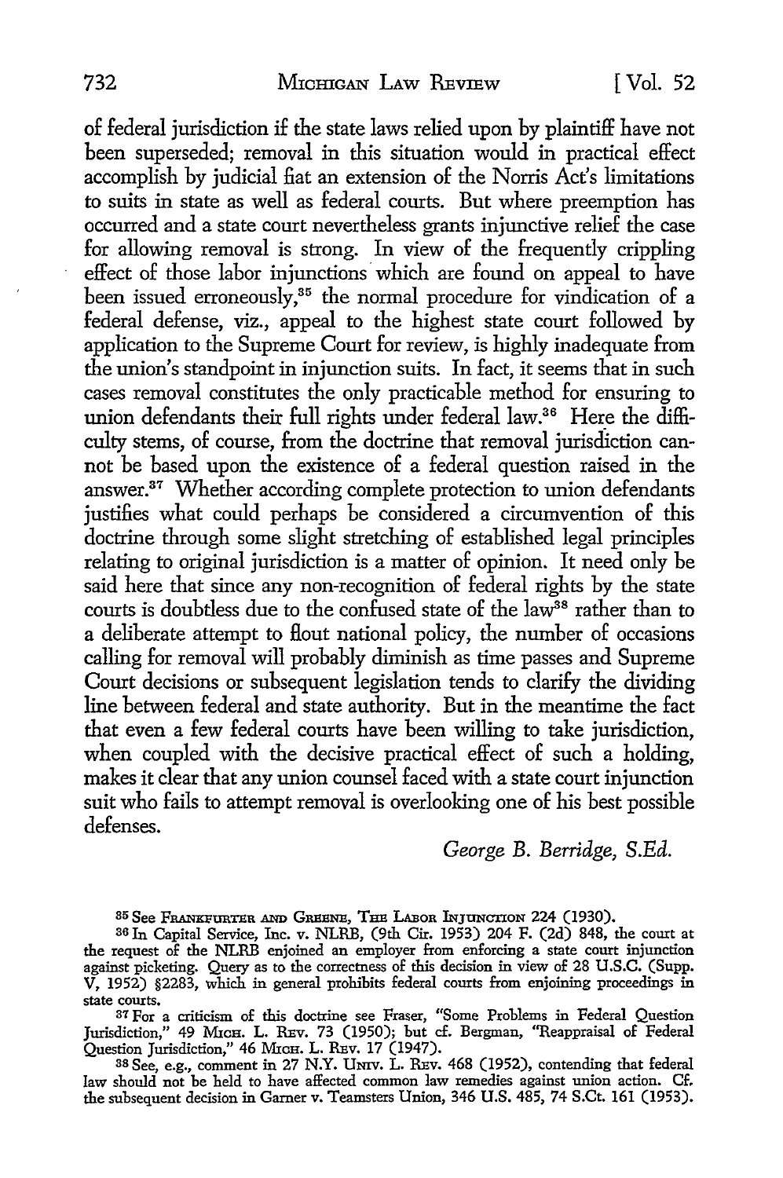of federal jurisdiction if the state laws relied upon by plaintiff have not been superseded; removal in this situation would in practical effect accomplish by judicial fiat an extension of the Norris Act's limitations to suits in state as well as federal courts. But where preemption has occurred and a state court nevertheless grants injunctive relief the case for allowing removal is strong. In view of the frequently crippling effect of those labor injunctions which are found on appeal to have been issued erroneously,[35] the normal procedure for vindication of a federal defense, viz., appeal to the highest state court followed by application to the Supreme Court for review, is highly inadequate from the union's standpoint in injunction suits. In fact, it seems that in such cases removal constitutes the only practicable method for ensuring to union defendants their full rights under federal law.[36] Here the difficulty stems, of course, from the doctrine that removal jurisdiction cannot be based upon the existence of a federal question raised in the answer.[37] Whether according complete protection to union defendants justifies what could perhaps be considered a circumvention of this doctrine through some slight stretching of established legal principles relating to original jurisdiction is a matter of opinion. It need only be said here that since any non-recognition of federal rights by the state courts is doubtless due to the confused state of the law[38] rather than to a deliberate attempt to flout national policy, the number of occasions calling for removal will probably diminish as time passes and Supreme Court decisions or subsequent legislation tends to clarify the dividing line between federal and state authority. But in the meantime the fact that even a few federal courts have been willing to take jurisdiction, when coupled with the decisive practical effect of such a holding, makes it clear that any union counsel faced with a state court injunction suit who fails to attempt removal is overlooking one of his best possible defenses.

*George B. Berridge, S.Ed.*

---

[35] See FRANKFURTER AND GREENE, THE LABOR INJUNCTION 224 (1930).

[36] In Capital Service, Inc. v. NLRB, (9th Cir. 1953) 204 F. (2d) 848, the court at the request of the NLRB enjoined an employer from enforcing a state court injunction against picketing. Query as to the correctness of this decision in view of 28 U.S.C. (Supp. V, 1952) §2283, which in general prohibits federal courts from enjoining proceedings in state courts.

[37] For a criticism of this doctrine see Fraser, "Some Problems in Federal Question Jurisdiction," 49 MICH. L. REV. 73 (1950); but cf. Bergman, "Reappraisal of Federal Question Jurisdiction," 46 MICH. L. REV. 17 (1947).

[38] See, e.g., comment in 27 N.Y. UNIV. L. REV. 468 (1952), contending that federal law should not be held to have affected common law remedies against union action. Cf. the subsequent decision in Garner v. Teamsters Union, 346 U.S. 485, 74 S.Ct. 161 (1953).